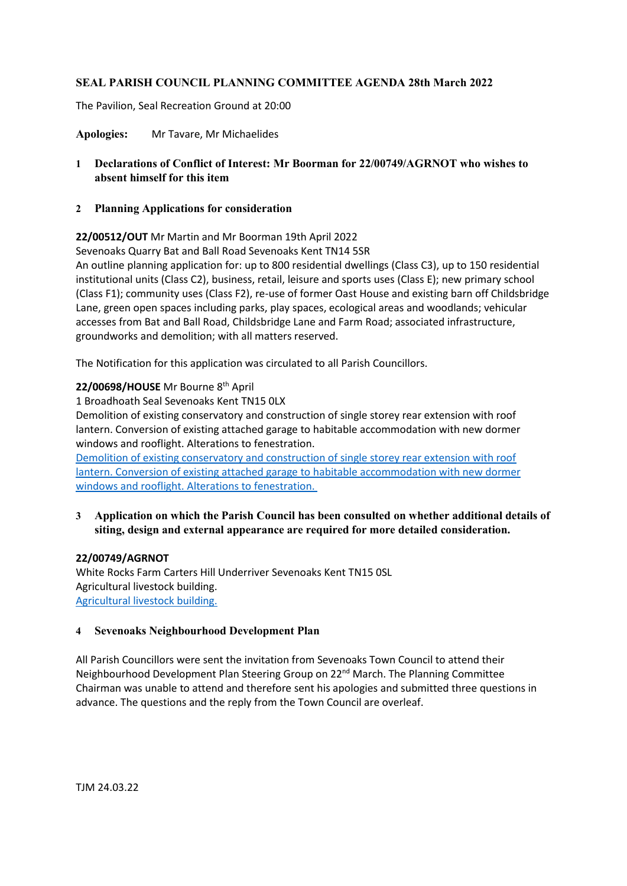**SEAL PARISH COUNCIL PLANNING COMMITTEE AGENDA 28th March 2022**

The Pavilion, Seal Recreation Ground at 20:00

**Apologies:** Mr Tavare, Mr Michaelides

**1 Declarations of Conflict of Interest: Mr Boorman for 22/00749/AGRNOT who wishes to absent himself for this item**

**2 Planning Applications for consideration**

**22/00512/OUT** Mr Martin and Mr Boorman 19th April 2022
Sevenoaks Quarry Bat and Ball Road Sevenoaks Kent TN14 5SR
An outline planning application for: up to 800 residential dwellings (Class C3), up to 150 residential institutional units (Class C2), business, retail, leisure and sports uses (Class E); new primary school (Class F1); community uses (Class F2), re-use of former Oast House and existing barn off Childsbridge Lane, green open spaces including parks, play spaces, ecological areas and woodlands; vehicular accesses from Bat and Ball Road, Childsbridge Lane and Farm Road; associated infrastructure, groundworks and demolition; with all matters reserved.

The Notification for this application was circulated to all Parish Councillors.

**22/00698/HOUSE** Mr Bourne 8th April
1 Broadhoath Seal Sevenoaks Kent TN15 0LX
Demolition of existing conservatory and construction of single storey rear extension with roof lantern. Conversion of existing attached garage to habitable accommodation with new dormer windows and rooflight. Alterations to fenestration.
Demolition of existing conservatory and construction of single storey rear extension with roof lantern. Conversion of existing attached garage to habitable accommodation with new dormer windows and rooflight. Alterations to fenestration.

**3 Application on which the Parish Council has been consulted on whether additional details of siting, design and external appearance are required for more detailed consideration.**

**22/00749/AGRNOT**
White Rocks Farm Carters Hill Underriver Sevenoaks Kent TN15 0SL
Agricultural livestock building.
Agricultural livestock building.

**4 Sevenoaks Neighbourhood Development Plan**

All Parish Councillors were sent the invitation from Sevenoaks Town Council to attend their Neighbourhood Development Plan Steering Group on 22nd March. The Planning Committee Chairman was unable to attend and therefore sent his apologies and submitted three questions in advance. The questions and the reply from the Town Council are overleaf.

TJM 24.03.22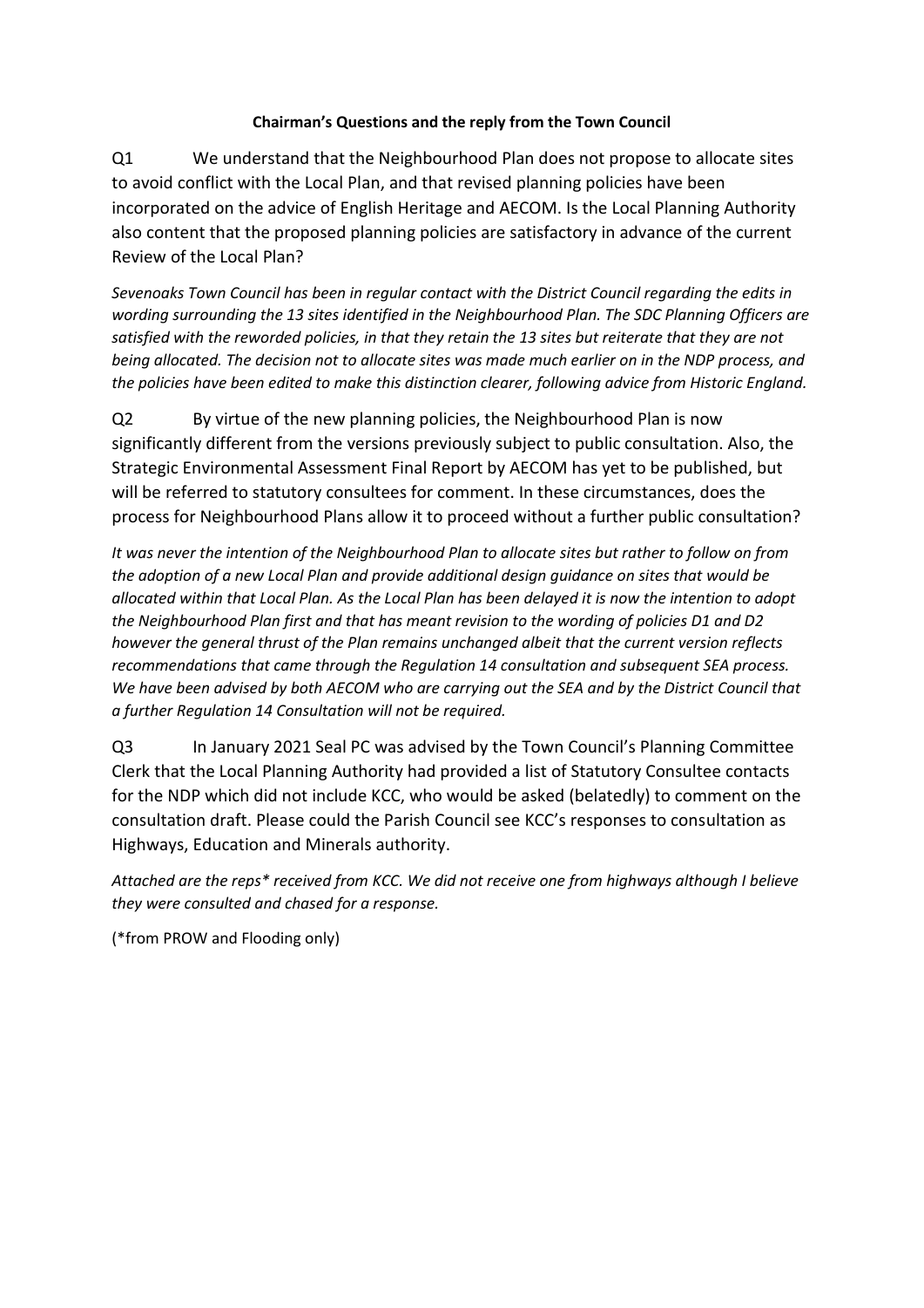**Chairman's Questions and the reply from the Town Council**

Q1 We understand that the Neighbourhood Plan does not propose to allocate sites to avoid conflict with the Local Plan, and that revised planning policies have been incorporated on the advice of English Heritage and AECOM. Is the Local Planning Authority also content that the proposed planning policies are satisfactory in advance of the current Review of the Local Plan?

*Sevenoaks Town Council has been in regular contact with the District Council regarding the edits in wording surrounding the 13 sites identified in the Neighbourhood Plan. The SDC Planning Officers are satisfied with the reworded policies, in that they retain the 13 sites but reiterate that they are not being allocated. The decision not to allocate sites was made much earlier on in the NDP process, and the policies have been edited to make this distinction clearer, following advice from Historic England.*

Q2 By virtue of the new planning policies, the Neighbourhood Plan is now significantly different from the versions previously subject to public consultation. Also, the Strategic Environmental Assessment Final Report by AECOM has yet to be published, but will be referred to statutory consultees for comment. In these circumstances, does the process for Neighbourhood Plans allow it to proceed without a further public consultation?

*It was never the intention of the Neighbourhood Plan to allocate sites but rather to follow on from the adoption of a new Local Plan and provide additional design guidance on sites that would be allocated within that Local Plan. As the Local Plan has been delayed it is now the intention to adopt the Neighbourhood Plan first and that has meant revision to the wording of policies D1 and D2 however the general thrust of the Plan remains unchanged albeit that the current version reflects recommendations that came through the Regulation 14 consultation and subsequent SEA process. We have been advised by both AECOM who are carrying out the SEA and by the District Council that a further Regulation 14 Consultation will not be required.*

Q3 In January 2021 Seal PC was advised by the Town Council's Planning Committee Clerk that the Local Planning Authority had provided a list of Statutory Consultee contacts for the NDP which did not include KCC, who would be asked (belatedly) to comment on the consultation draft. Please could the Parish Council see KCC's responses to consultation as Highways, Education and Minerals authority.

*Attached are the reps* received from KCC. We did not receive one from highways although I believe they were consulted and chased for a response.*

(*from PROW and Flooding only)